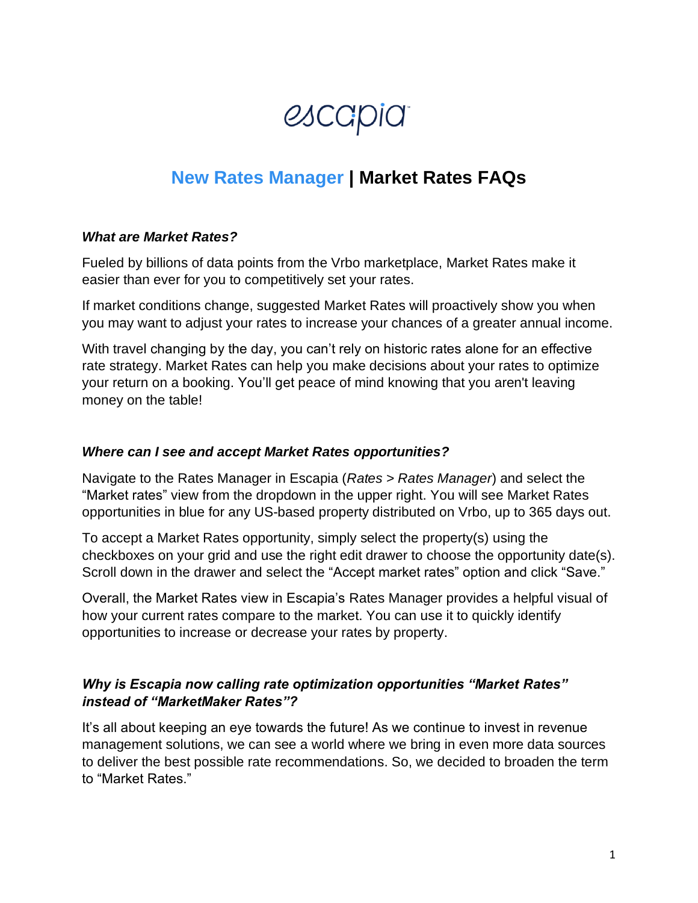escapia

# New Rates Manager | Market Rates FAQs

***What are Market Rates?***

Fueled by billions of data points from the Vrbo marketplace, Market Rates make it easier than ever for you to competitively set your rates.

If market conditions change, suggested Market Rates will proactively show you when you may want to adjust your rates to increase your chances of a greater annual income.

With travel changing by the day, you can't rely on historic rates alone for an effective rate strategy. Market Rates can help you make decisions about your rates to optimize your return on a booking. You'll get peace of mind knowing that you aren't leaving money on the table!

***Where can I see and accept Market Rates opportunities?***

Navigate to the Rates Manager in Escapia (*Rates > Rates Manager*) and select the "Market rates" view from the dropdown in the upper right. You will see Market Rates opportunities in blue for any US-based property distributed on Vrbo, up to 365 days out.

To accept a Market Rates opportunity, simply select the property(s) using the checkboxes on your grid and use the right edit drawer to choose the opportunity date(s). Scroll down in the drawer and select the "Accept market rates" option and click "Save."

Overall, the Market Rates view in Escapia's Rates Manager provides a helpful visual of how your current rates compare to the market. You can use it to quickly identify opportunities to increase or decrease your rates by property.

***Why is Escapia now calling rate optimization opportunities "Market Rates" instead of "MarketMaker Rates"?***

It's all about keeping an eye towards the future! As we continue to invest in revenue management solutions, we can see a world where we bring in even more data sources to deliver the best possible rate recommendations. So, we decided to broaden the term to "Market Rates."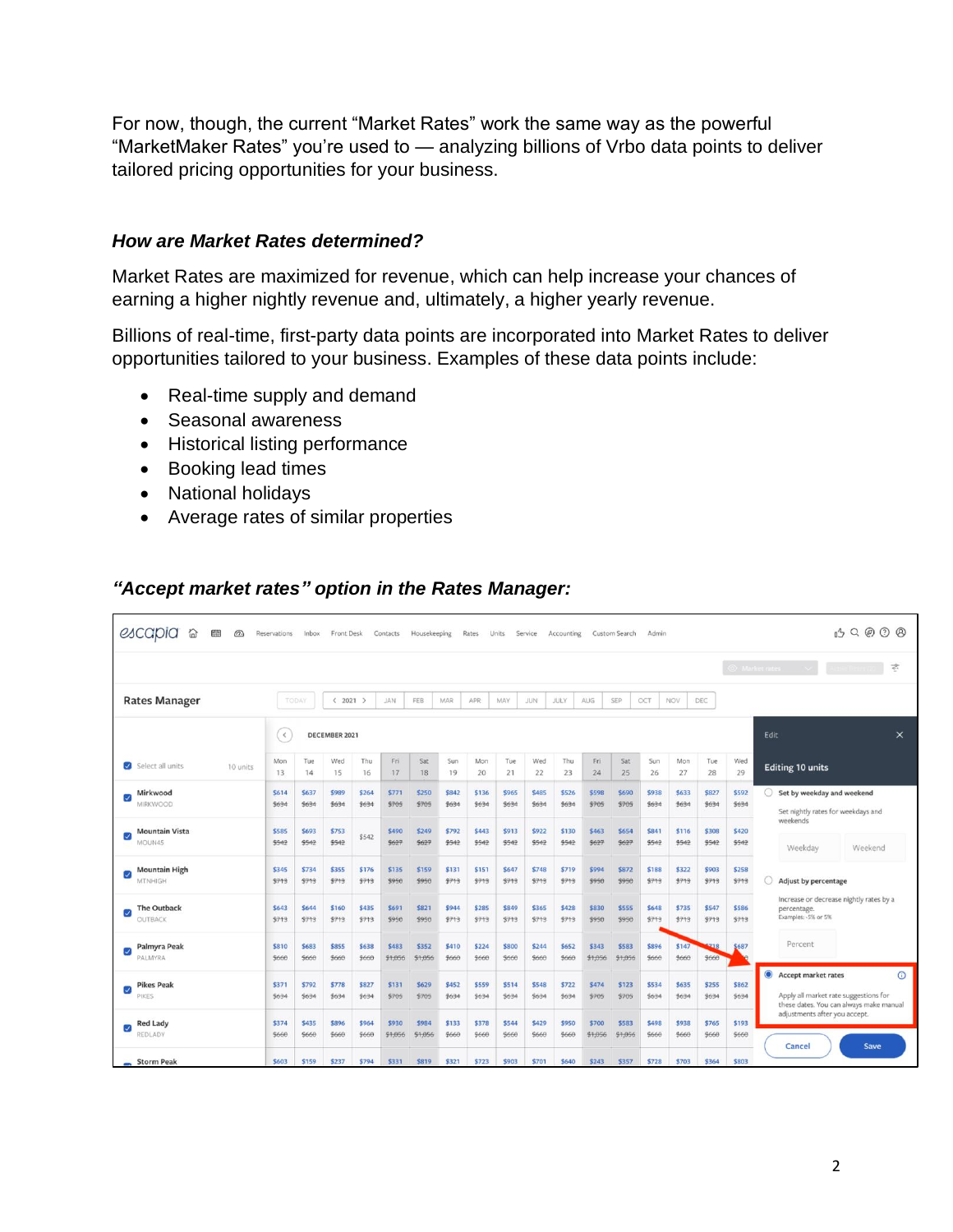For now, though, the current "Market Rates" work the same way as the powerful "MarketMaker Rates" you're used to — analyzing billions of Vrbo data points to deliver tailored pricing opportunities for your business.

***How are Market Rates determined?***

Market Rates are maximized for revenue, which can help increase your chances of earning a higher nightly revenue and, ultimately, a higher yearly revenue.

Billions of real-time, first-party data points are incorporated into Market Rates to deliver opportunities tailored to your business. Examples of these data points include:

- Real-time supply and demand
- Seasonal awareness
- Historical listing performance
- Booking lead times
- National holidays
- Average rates of similar properties

***"Accept market rates" option in the Rates Manager:***